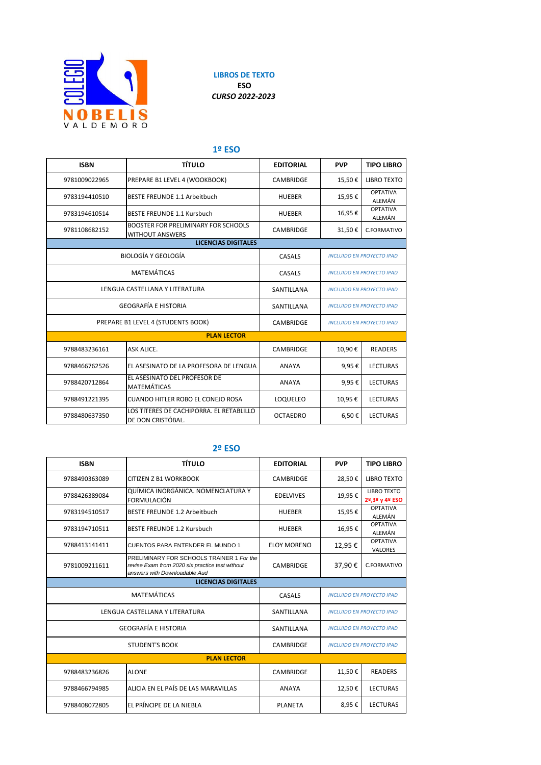COLEGIO NOBELIS VALDEMORO

**LIBROS DE TEXTO**
**ESO**
***CURSO 2022-2023***

## 1º ESO

| ISBN | TÍTULO | EDITORIAL | PVP | TIPO LIBRO |
|---|---|---|---|---|
| 9781009022965 | PREPARE B1 LEVEL 4 (WOOKBOOK) | CAMBRIDGE | 15,50 € | LIBRO TEXTO |
| 9783194410510 | BESTE FREUNDE 1.1 Arbeitbuch | HUEBER | 15,95 € | OPTATIVA ALEMÁN |
| 9783194610514 | BESTE FREUNDE 1.1 Kursbuch | HUEBER | 16,95 € | OPTATIVA ALEMÁN |
| 9781108682152 | BOOSTER FOR PRELIMINARY FOR SCHOOLS WITHOUT ANSWERS | CAMBRIDGE | 31,50 € | C.FORMATIVO |
| **LICENCIAS DIGITALES** | | | | |
| | BIOLOGÍA Y GEOLOGÍA | CASALS | *INCLUIDO EN PROYECTO IPAD* | |
| | MATEMÁTICAS | CASALS | *INCLUIDO EN PROYECTO IPAD* | |
| | LENGUA CASTELLANA Y LITERATURA | SANTILLANA | *INCLUIDO EN PROYECTO IPAD* | |
| | GEOGRAFÍA E HISTORIA | SANTILLANA | *INCLUIDO EN PROYECTO IPAD* | |
| | PREPARE B1 LEVEL 4 (STUDENTS BOOK) | CAMBRIDGE | *INCLUIDO EN PROYECTO IPAD* | |
| **PLAN LECTOR** | | | | |
| 9788483236161 | ASK ALICE. | CAMBRIDGE | 10,90 € | READERS |
| 9788466762526 | EL ASESINATO DE LA PROFESORA DE LENGUA | ANAYA | 9,95 € | LECTURAS |
| 9788420712864 | EL ASESINATO DEL PROFESOR DE MATEMÁTICAS | ANAYA | 9,95 € | LECTURAS |
| 9788491221395 | CUANDO HITLER ROBO EL CONEJO ROSA | LOQUELEO | 10,95 € | LECTURAS |
| 9788480637350 | LOS TÍTERES DE CACHIPORRA. EL RETABLILLO DE DON CRISTÓBAL. | OCTAEDRO | 6,50 € | LECTURAS |

## 2º ESO

| ISBN | TÍTULO | EDITORIAL | PVP | TIPO LIBRO |
|---|---|---|---|---|
| 9788490363089 | CITIZEN Z B1 WORKBOOK | CAMBRIDGE | 28,50 € | LIBRO TEXTO |
| 9788426389084 | QUÍMICA INORGÁNICA. NOMENCLATURA Y FORMULACIÓN | EDELVIVES | 19,95 € | LIBRO TEXTO **2º,3º y 4º ESO** |
| 9783194510517 | BESTE FREUNDE 1.2 Arbeitbuch | HUEBER | 15,95 € | OPTATIVA ALEMÁN |
| 9783194710511 | BESTE FREUNDE 1.2 Kursbuch | HUEBER | 16,95 € | OPTATIVA ALEMÁN |
| 9788413141411 | CUENTOS PARA ENTENDER EL MUNDO 1 | ELOY MORENO | 12,95 € | OPTATIVA VALORES |
| 9781009211611 | PRELIMINARY FOR SCHOOLS TRAINER 1 *For the revise Exam from 2020 six practice test without answers with Downloadable Aud* | CAMBRIDGE | 37,90 € | C.FORMATIVO |
| **LICENCIAS DIGITALES** | | | | |
| | MATEMÁTICAS | CASALS | *INCLUIDO EN PROYECTO IPAD* | |
| | LENGUA CASTELLANA Y LITERATURA | SANTILLANA | *INCLUIDO EN PROYECTO IPAD* | |
| | GEOGRAFÍA E HISTORIA | SANTILLANA | *INCLUIDO EN PROYECTO IPAD* | |
| | STUDENT'S BOOK | CAMBRIDGE | *INCLUIDO EN PROYECTO IPAD* | |
| **PLAN LECTOR** | | | | |
| 9788483236826 | ALONE | CAMBRIDGE | 11,50 € | READERS |
| 9788466794985 | ALICIA EN EL PAÍS DE LAS MARAVILLAS | ANAYA | 12,50 € | LECTURAS |
| 9788408072805 | EL PRÍNCIPE DE LA NIEBLA | PLANETA | 8,95 € | LECTURAS |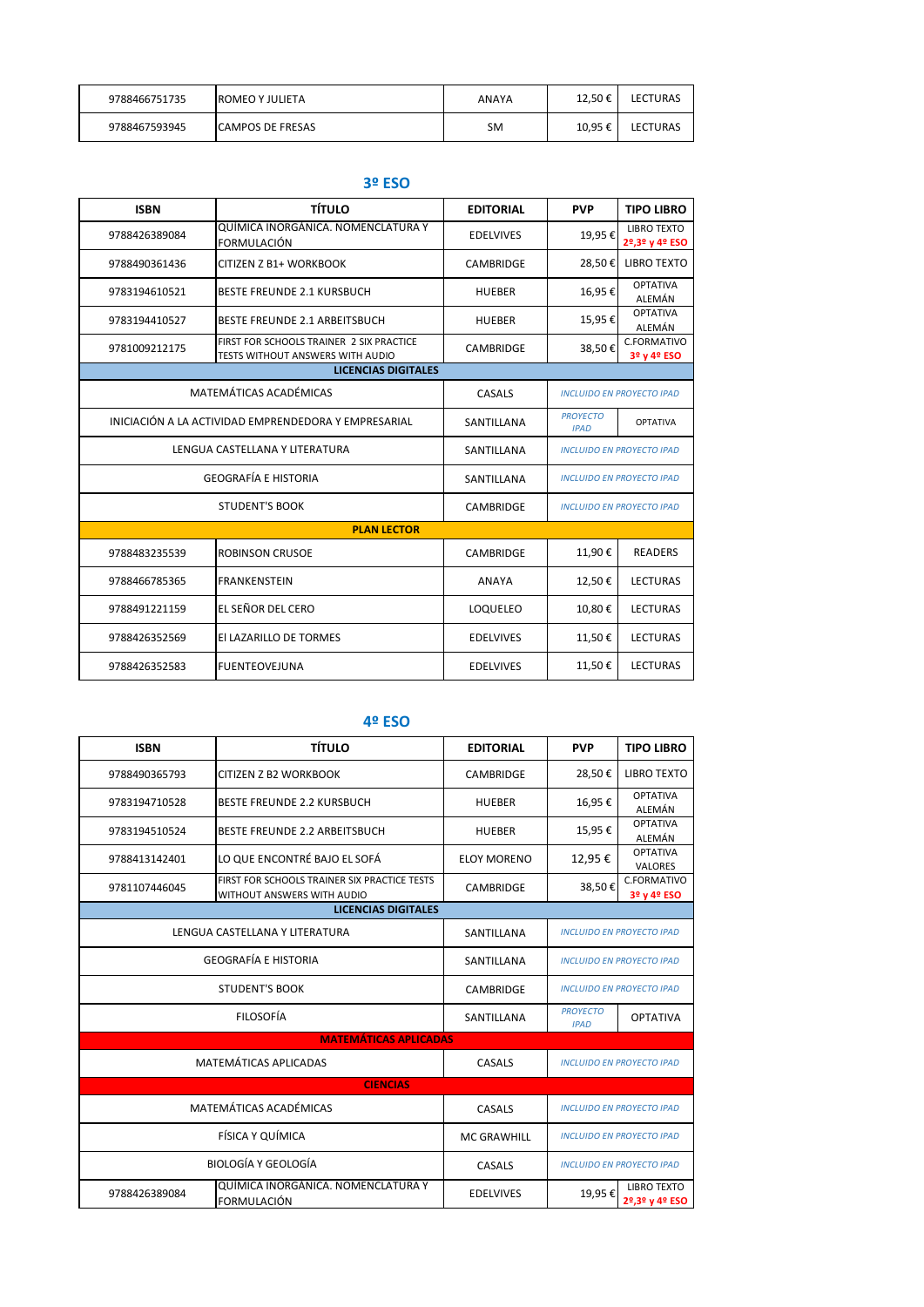| | | | | |
|---|---|---|---|---|
| 9788466751735 | ROMEO Y JULIETA | ANAYA | 12,50 € | LECTURAS |
| 9788467593945 | CAMPOS DE FRESAS | SM | 10,95 € | LECTURAS |

## 3º ESO

| ISBN | TÍTULO | EDITORIAL | PVP | TIPO LIBRO |
|---|---|---|---|---|
| 9788426389084 | QUÍMICA INORGÁNICA. NOMENCLATURA Y FORMULACIÓN | EDELVIVES | 19,95 € | LIBRO TEXTO 2º,3º y 4º ESO |
| 9788490361436 | CITIZEN Z B1+ WORKBOOK | CAMBRIDGE | 28,50 € | LIBRO TEXTO |
| 9783194610521 | BESTE FREUNDE 2.1 KURSBUCH | HUEBER | 16,95 € | OPTATIVA ALEMÁN |
| 9783194410527 | BESTE FREUNDE 2.1 ARBEITSBUCH | HUEBER | 15,95 € | OPTATIVA ALEMÁN |
| 9781009212175 | FIRST FOR SCHOOLS TRAINER 2 SIX PRACTICE TESTS WITHOUT ANSWERS WITH AUDIO | CAMBRIDGE | 38,50 € | C.FORMATIVO 3º y 4º ESO |
| **LICENCIAS DIGITALES** | | | | |
| MATEMÁTICAS ACADÉMICAS | | CASALS | *INCLUIDO EN PROYECTO IPAD* | |
| INICIACIÓN A LA ACTIVIDAD EMPRENDEDORA Y EMPRESARIAL | | SANTILLANA | *PROYECTO IPAD* | OPTATIVA |
| LENGUA CASTELLANA Y LITERATURA | | SANTILLANA | *INCLUIDO EN PROYECTO IPAD* | |
| GEOGRAFÍA E HISTORIA | | SANTILLANA | *INCLUIDO EN PROYECTO IPAD* | |
| STUDENT'S BOOK | | CAMBRIDGE | *INCLUIDO EN PROYECTO IPAD* | |
| **PLAN LECTOR** | | | | |
| 9788483235539 | ROBINSON CRUSOE | CAMBRIDGE | 11,90 € | READERS |
| 9788466785365 | FRANKENSTEIN | ANAYA | 12,50 € | LECTURAS |
| 9788491221159 | EL SEÑOR DEL CERO | LOQUELEO | 10,80 € | LECTURAS |
| 9788426352569 | El LAZARILLO DE TORMES | EDELVIVES | 11,50 € | LECTURAS |
| 9788426352583 | FUENTEOVEJUNA | EDELVIVES | 11,50 € | LECTURAS |

## 4º ESO

| ISBN | TÍTULO | EDITORIAL | PVP | TIPO LIBRO |
|---|---|---|---|---|
| 9788490365793 | CITIZEN Z B2 WORKBOOK | CAMBRIDGE | 28,50 € | LIBRO TEXTO |
| 9783194710528 | BESTE FREUNDE 2.2 KURSBUCH | HUEBER | 16,95 € | OPTATIVA ALEMÁN |
| 9783194510524 | BESTE FREUNDE 2.2 ARBEITSBUCH | HUEBER | 15,95 € | OPTATIVA ALEMÁN |
| 9788413142401 | LO QUE ENCONTRÉ BAJO EL SOFÁ | ELOY MORENO | 12,95 € | OPTATIVA VALORES |
| 9781107446045 | FIRST FOR SCHOOLS TRAINER SIX PRACTICE TESTS WITHOUT ANSWERS WITH AUDIO | CAMBRIDGE | 38,50 € | C.FORMATIVO 3º y 4º ESO |
| **LICENCIAS DIGITALES** | | | | |
| LENGUA CASTELLANA Y LITERATURA | | SANTILLANA | *INCLUIDO EN PROYECTO IPAD* | |
| GEOGRAFÍA E HISTORIA | | SANTILLANA | *INCLUIDO EN PROYECTO IPAD* | |
| STUDENT'S BOOK | | CAMBRIDGE | *INCLUIDO EN PROYECTO IPAD* | |
| FILOSOFÍA | | SANTILLANA | *PROYECTO IPAD* | OPTATIVA |
| **MATEMÁTICAS APLICADAS** | | | | |
| MATEMÁTICAS APLICADAS | | CASALS | *INCLUIDO EN PROYECTO IPAD* | |
| **CIENCIAS** | | | | |
| MATEMÁTICAS ACADÉMICAS | | CASALS | *INCLUIDO EN PROYECTO IPAD* | |
| FÍSICA Y QUÍMICA | | MC GRAWHILL | *INCLUIDO EN PROYECTO IPAD* | |
| BIOLOGÍA Y GEOLOGÍA | | CASALS | *INCLUIDO EN PROYECTO IPAD* | |
| 9788426389084 | QUÍMICA INORGÁNICA. NOMENCLATURA Y FORMULACIÓN | EDELVIVES | 19,95 € | LIBRO TEXTO 2º,3º y 4º ESO |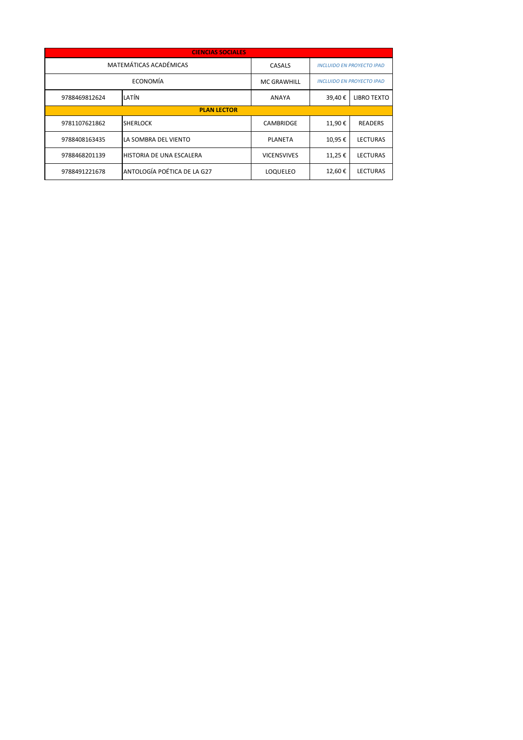| | | | | |
|---|---|---|---|---|
| **CIENCIAS SOCIALES** | | | | |
| MATEMÁTICAS ACADÉMICAS | | CASALS | *INCLUIDO EN PROYECTO IPAD* | |
| ECONOMÍA | | MC GRAWHILL | *INCLUIDO EN PROYECTO IPAD* | |
| 9788469812624 | LATÍN | ANAYA | 39,40 € | LIBRO TEXTO |
| **PLAN LECTOR** | | | | |
| 9781107621862 | SHERLOCK | CAMBRIDGE | 11,90 € | READERS |
| 9788408163435 | LA SOMBRA DEL VIENTO | PLANETA | 10,95 € | LECTURAS |
| 9788468201139 | HISTORIA DE UNA ESCALERA | VICENSVIVES | 11,25 € | LECTURAS |
| 9788491221678 | ANTOLOGÍA POÉTICA DE LA G27 | LOQUELEO | 12,60 € | LECTURAS |